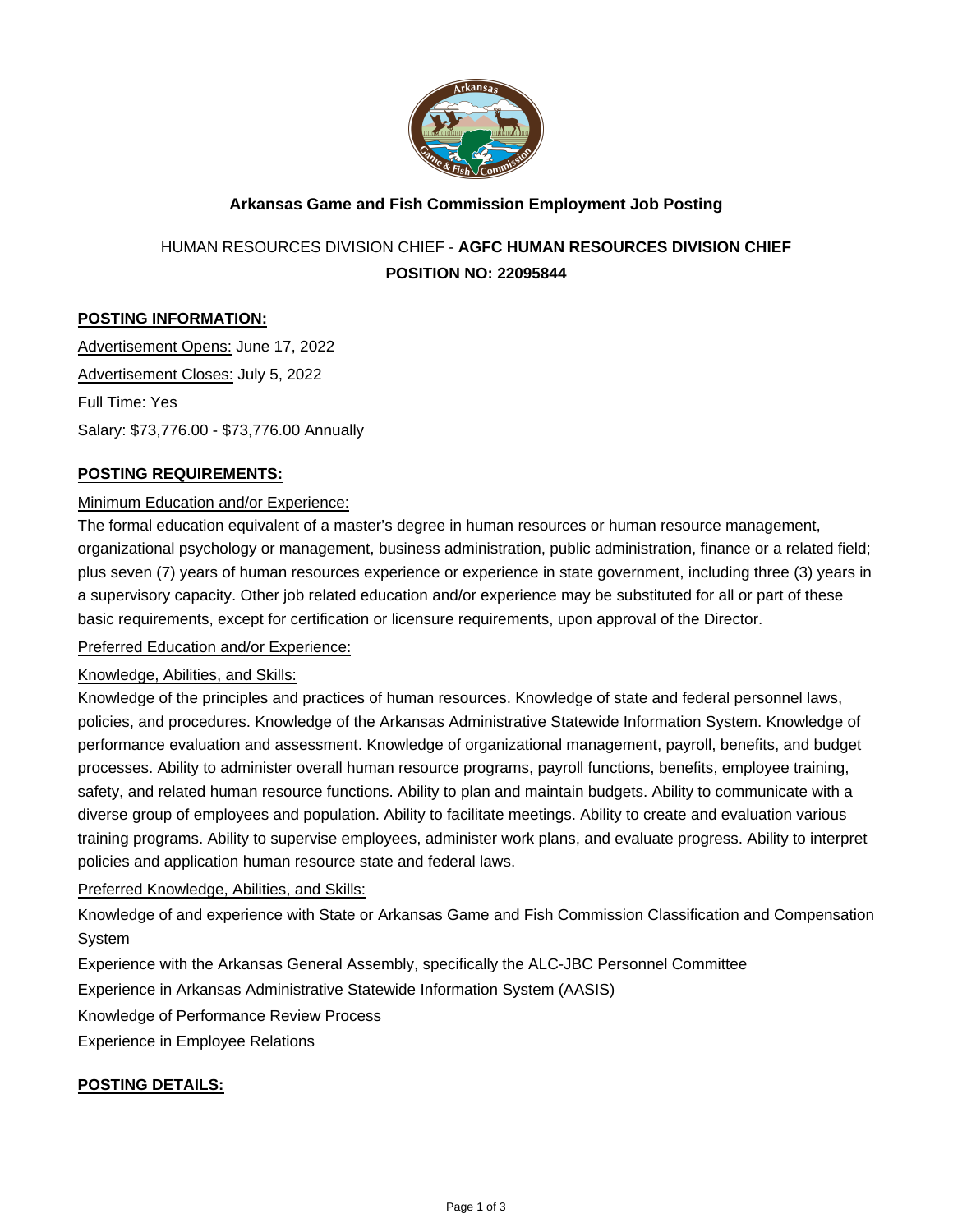# Arkansas Game and Fish Commission Employment Job Posting

## HUMAN RESOURCES DIVISION CHIEF - **AGFC HUMAN RESOURCES DIVISION CHIEF**

## POSITION NO: 22095844

### POSTING INFORMATION:

Advertisement Opens: June 17, 2022

Advertisement Closes: July 5, 2022

Full Time: Yes

Salary: $73,776.00 - $73,776.00 Annually

### POSTING REQUIREMENTS:

Minimum Education and/or Experience:

The formal education equivalent of a master's degree in human resources or human resource management, organizational psychology or management, business administration, public administration, finance or a related field; plus seven (7) years of human resources experience or experience in state government, including three (3) years in a supervisory capacity. Other job related education and/or experience may be substituted for all or part of these basic requirements, except for certification or licensure requirements, upon approval of the Director.

Preferred Education and/or Experience:

Knowledge, Abilities, and Skills:

Knowledge of the principles and practices of human resources. Knowledge of state and federal personnel laws, policies, and procedures. Knowledge of the Arkansas Administrative Statewide Information System. Knowledge of performance evaluation and assessment. Knowledge of organizational management, payroll, benefits, and budget processes. Ability to administer overall human resource programs, payroll functions, benefits, employee training, safety, and related human resource functions. Ability to plan and maintain budgets. Ability to communicate with a diverse group of employees and population. Ability to facilitate meetings. Ability to create and evaluation various training programs. Ability to supervise employees, administer work plans, and evaluate progress. Ability to interpret policies and application human resource state and federal laws.

Preferred Knowledge, Abilities, and Skills:

Knowledge of and experience with State or Arkansas Game and Fish Commission Classification and Compensation System

Experience with the Arkansas General Assembly, specifically the ALC-JBC Personnel Committee

Experience in Arkansas Administrative Statewide Information System (AASIS)

Knowledge of Performance Review Process

Experience in Employee Relations

### POSTING DETAILS: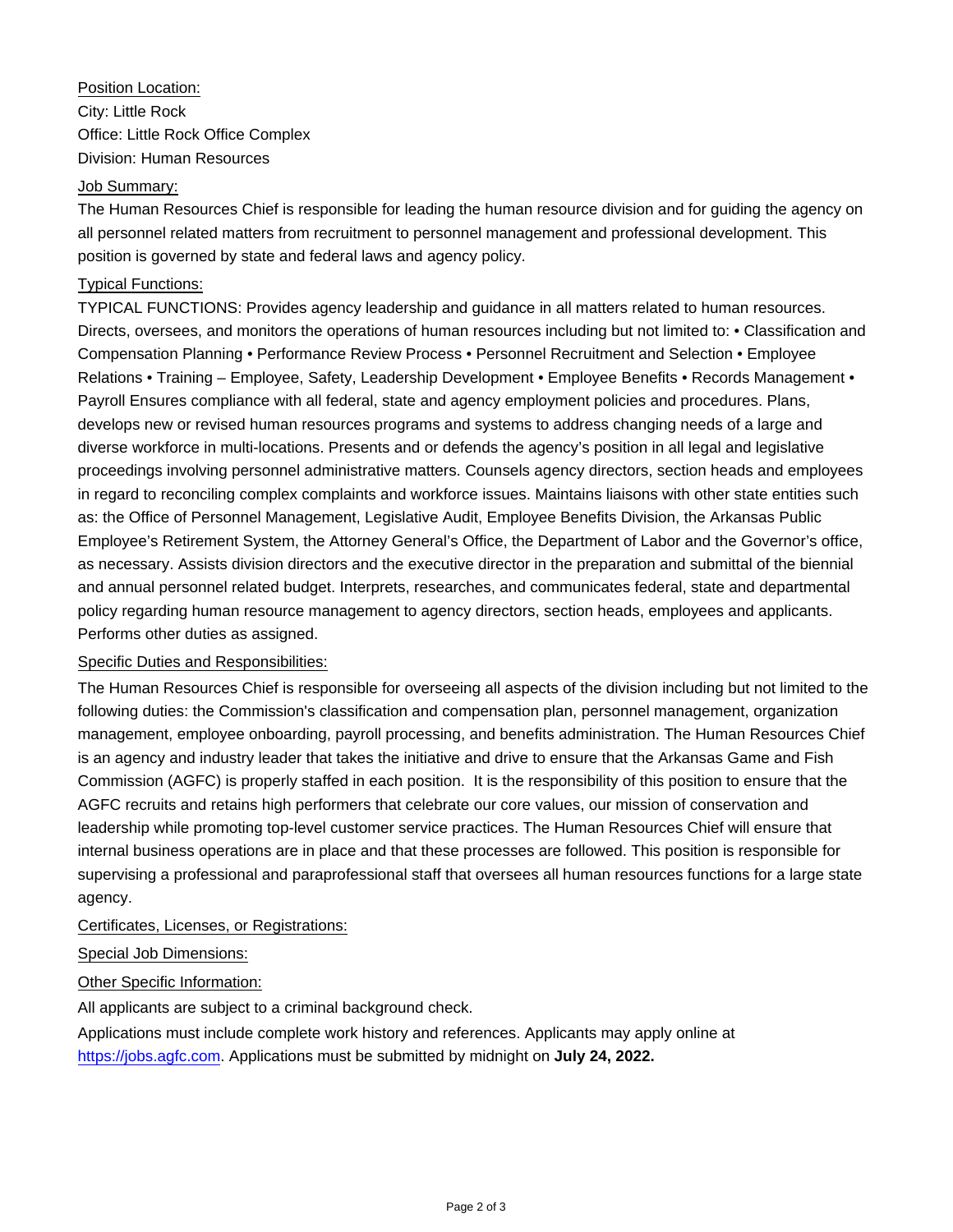Position Location:

City: Little Rock

Office: Little Rock Office Complex

Division: Human Resources

Job Summary:

The Human Resources Chief is responsible for leading the human resource division and for guiding the agency on all personnel related matters from recruitment to personnel management and professional development. This position is governed by state and federal laws and agency policy.

Typical Functions:

TYPICAL FUNCTIONS: Provides agency leadership and guidance in all matters related to human resources. Directs, oversees, and monitors the operations of human resources including but not limited to: • Classification and Compensation Planning • Performance Review Process • Personnel Recruitment and Selection • Employee Relations • Training – Employee, Safety, Leadership Development • Employee Benefits • Records Management • Payroll Ensures compliance with all federal, state and agency employment policies and procedures. Plans, develops new or revised human resources programs and systems to address changing needs of a large and diverse workforce in multi-locations. Presents and or defends the agency's position in all legal and legislative proceedings involving personnel administrative matters. Counsels agency directors, section heads and employees in regard to reconciling complex complaints and workforce issues. Maintains liaisons with other state entities such as: the Office of Personnel Management, Legislative Audit, Employee Benefits Division, the Arkansas Public Employee's Retirement System, the Attorney General's Office, the Department of Labor and the Governor's office, as necessary. Assists division directors and the executive director in the preparation and submittal of the biennial and annual personnel related budget. Interprets, researches, and communicates federal, state and departmental policy regarding human resource management to agency directors, section heads, employees and applicants. Performs other duties as assigned.

Specific Duties and Responsibilities:

The Human Resources Chief is responsible for overseeing all aspects of the division including but not limited to the following duties: the Commission's classification and compensation plan, personnel management, organization management, employee onboarding, payroll processing, and benefits administration. The Human Resources Chief is an agency and industry leader that takes the initiative and drive to ensure that the Arkansas Game and Fish Commission (AGFC) is properly staffed in each position. It is the responsibility of this position to ensure that the AGFC recruits and retains high performers that celebrate our core values, our mission of conservation and leadership while promoting top-level customer service practices. The Human Resources Chief will ensure that internal business operations are in place and that these processes are followed. This position is responsible for supervising a professional and paraprofessional staff that oversees all human resources functions for a large state agency.

Certificates, Licenses, or Registrations:

Special Job Dimensions:

Other Specific Information:

All applicants are subject to a criminal background check.

Applications must include complete work history and references. Applicants may apply online at [https://jobs.agfc.com](https://jobs.agfc.com). Applications must be submitted by midnight on **July 24, 2022.**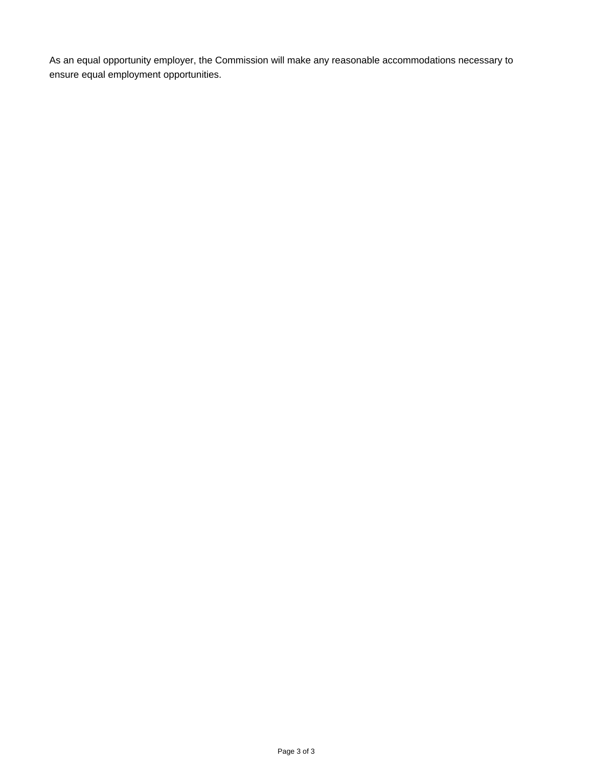As an equal opportunity employer, the Commission will make any reasonable accommodations necessary to ensure equal employment opportunities.